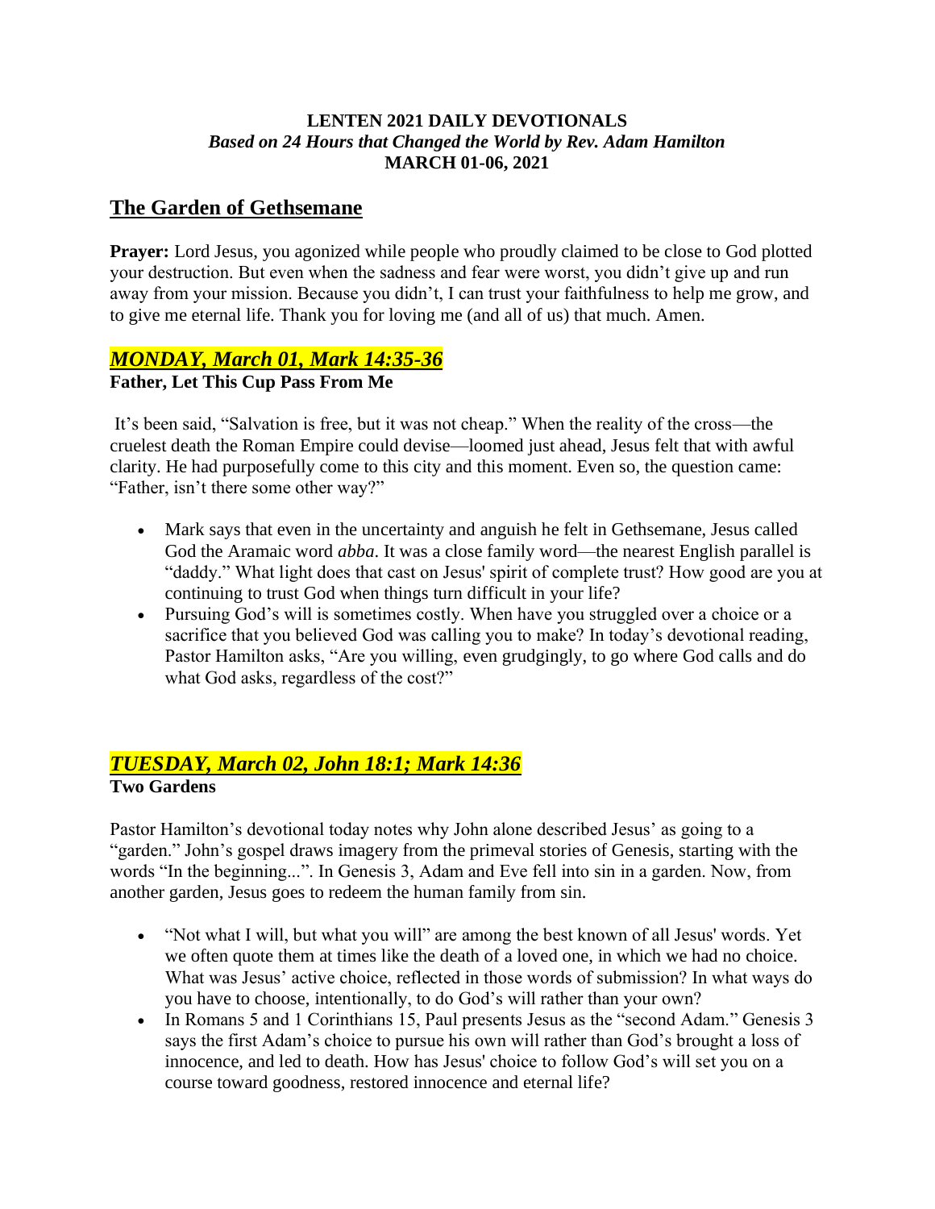**LENTEN 2021 DAILY DEVOTIONALS**
***Based on 24 Hours that Changed the World by Rev. Adam Hamilton***
**MARCH 01-06, 2021**

## The Garden of Gethsemane

**Prayer:** Lord Jesus, you agonized while people who proudly claimed to be close to God plotted your destruction. But even when the sadness and fear were worst, you didn't give up and run away from your mission. Because you didn't, I can trust your faithfulness to help me grow, and to give me eternal life. Thank you for loving me (and all of us) that much. Amen.

### *MONDAY, March 01, Mark 14:35-36*

**Father, Let This Cup Pass From Me**

It's been said, "Salvation is free, but it was not cheap." When the reality of the cross—the cruelest death the Roman Empire could devise—loomed just ahead, Jesus felt that with awful clarity. He had purposefully come to this city and this moment. Even so, the question came: "Father, isn't there some other way?"

- Mark says that even in the uncertainty and anguish he felt in Gethsemane, Jesus called God the Aramaic word *abba*. It was a close family word—the nearest English parallel is "daddy." What light does that cast on Jesus' spirit of complete trust? How good are you at continuing to trust God when things turn difficult in your life?
- Pursuing God's will is sometimes costly. When have you struggled over a choice or a sacrifice that you believed God was calling you to make? In today's devotional reading, Pastor Hamilton asks, "Are you willing, even grudgingly, to go where God calls and do what God asks, regardless of the cost?"

### *TUESDAY, March 02, John 18:1; Mark 14:36*

**Two Gardens**

Pastor Hamilton's devotional today notes why John alone described Jesus' as going to a "garden." John's gospel draws imagery from the primeval stories of Genesis, starting with the words "In the beginning...". In Genesis 3, Adam and Eve fell into sin in a garden. Now, from another garden, Jesus goes to redeem the human family from sin.

- "Not what I will, but what you will" are among the best known of all Jesus' words. Yet we often quote them at times like the death of a loved one, in which we had no choice. What was Jesus' active choice, reflected in those words of submission? In what ways do you have to choose, intentionally, to do God's will rather than your own?
- In Romans 5 and 1 Corinthians 15, Paul presents Jesus as the "second Adam." Genesis 3 says the first Adam's choice to pursue his own will rather than God's brought a loss of innocence, and led to death. How has Jesus' choice to follow God's will set you on a course toward goodness, restored innocence and eternal life?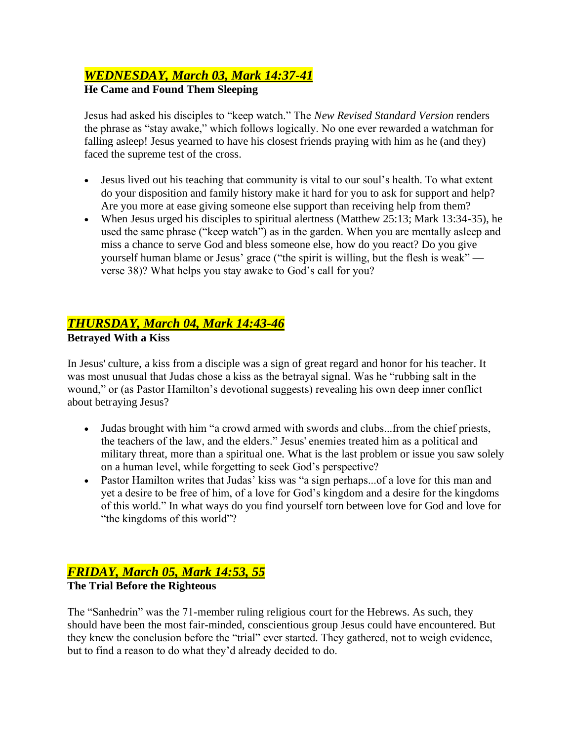## ***WEDNESDAY, March 03, Mark 14:37-41***

**He Came and Found Them Sleeping**

Jesus had asked his disciples to "keep watch." The *New Revised Standard Version* renders the phrase as "stay awake," which follows logically. No one ever rewarded a watchman for falling asleep! Jesus yearned to have his closest friends praying with him as he (and they) faced the supreme test of the cross.

- Jesus lived out his teaching that community is vital to our soul's health. To what extent do your disposition and family history make it hard for you to ask for support and help? Are you more at ease giving someone else support than receiving help from them?
- When Jesus urged his disciples to spiritual alertness (Matthew 25:13; Mark 13:34-35), he used the same phrase ("keep watch") as in the garden. When you are mentally asleep and miss a chance to serve God and bless someone else, how do you react? Do you give yourself human blame or Jesus' grace ("the spirit is willing, but the flesh is weak" — verse 38)? What helps you stay awake to God's call for you?

## ***THURSDAY, March 04, Mark 14:43-46***

**Betrayed With a Kiss**

In Jesus' culture, a kiss from a disciple was a sign of great regard and honor for his teacher. It was most unusual that Judas chose a kiss as the betrayal signal. Was he "rubbing salt in the wound," or (as Pastor Hamilton's devotional suggests) revealing his own deep inner conflict about betraying Jesus?

- Judas brought with him "a crowd armed with swords and clubs...from the chief priests, the teachers of the law, and the elders." Jesus' enemies treated him as a political and military threat, more than a spiritual one. What is the last problem or issue you saw solely on a human level, while forgetting to seek God's perspective?
- Pastor Hamilton writes that Judas' kiss was "a sign perhaps...of a love for this man and yet a desire to be free of him, of a love for God's kingdom and a desire for the kingdoms of this world." In what ways do you find yourself torn between love for God and love for "the kingdoms of this world"?

## ***FRIDAY, March 05, Mark 14:53, 55***

**The Trial Before the Righteous**

The "Sanhedrin" was the 71-member ruling religious court for the Hebrews. As such, they should have been the most fair-minded, conscientious group Jesus could have encountered. But they knew the conclusion before the "trial" ever started. They gathered, not to weigh evidence, but to find a reason to do what they'd already decided to do.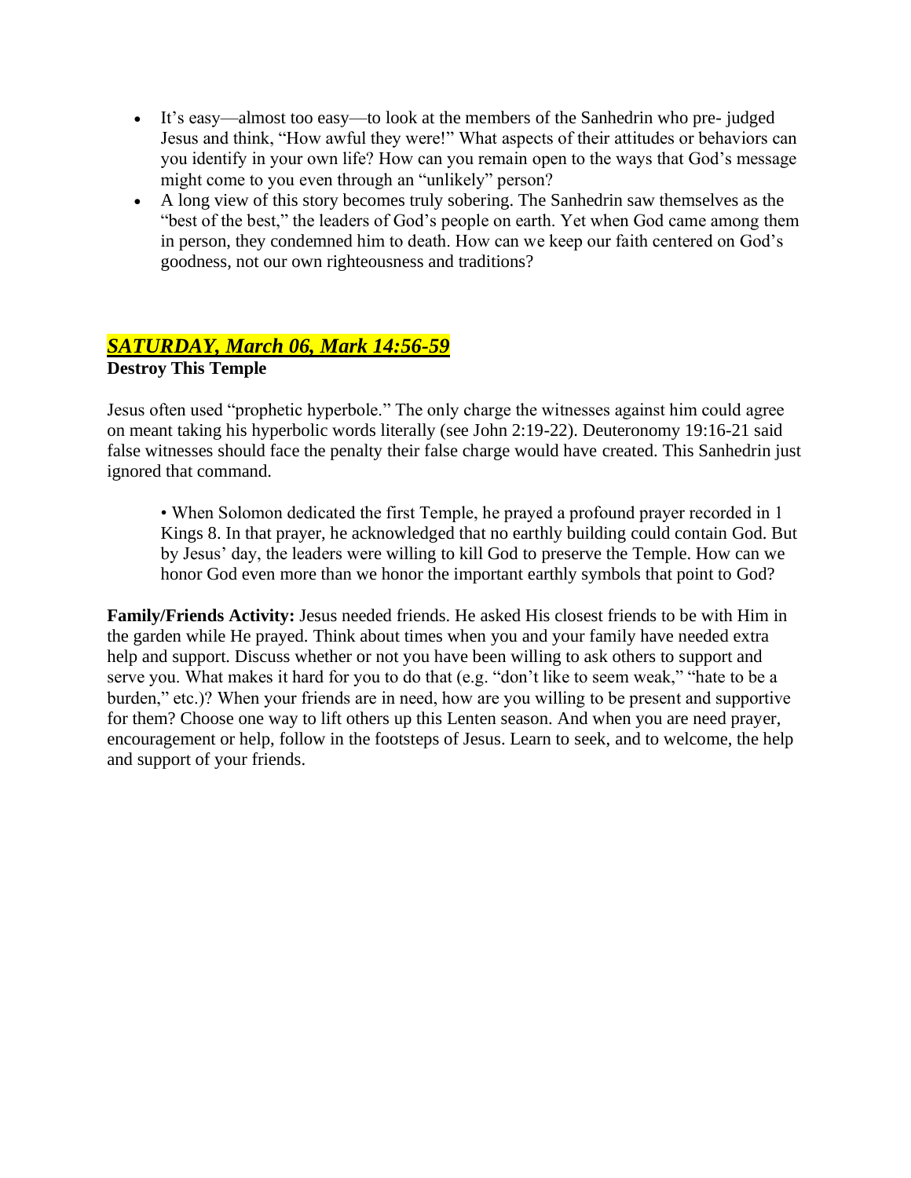- It's easy—almost too easy—to look at the members of the Sanhedrin who pre- judged Jesus and think, "How awful they were!" What aspects of their attitudes or behaviors can you identify in your own life? How can you remain open to the ways that God's message might come to you even through an "unlikely" person?
- A long view of this story becomes truly sobering. The Sanhedrin saw themselves as the "best of the best," the leaders of God's people on earth. Yet when God came among them in person, they condemned him to death. How can we keep our faith centered on God's goodness, not our own righteousness and traditions?

## ***SATURDAY, March 06, Mark 14:56-59***

**Destroy This Temple**

Jesus often used "prophetic hyperbole." The only charge the witnesses against him could agree on meant taking his hyperbolic words literally (see John 2:19-22). Deuteronomy 19:16-21 said false witnesses should face the penalty their false charge would have created. This Sanhedrin just ignored that command.

> • When Solomon dedicated the first Temple, he prayed a profound prayer recorded in 1 Kings 8. In that prayer, he acknowledged that no earthly building could contain God. But by Jesus' day, the leaders were willing to kill God to preserve the Temple. How can we honor God even more than we honor the important earthly symbols that point to God?

**Family/Friends Activity:** Jesus needed friends. He asked His closest friends to be with Him in the garden while He prayed. Think about times when you and your family have needed extra help and support. Discuss whether or not you have been willing to ask others to support and serve you. What makes it hard for you to do that (e.g. "don't like to seem weak," "hate to be a burden," etc.)? When your friends are in need, how are you willing to be present and supportive for them? Choose one way to lift others up this Lenten season. And when you are need prayer, encouragement or help, follow in the footsteps of Jesus. Learn to seek, and to welcome, the help and support of your friends.